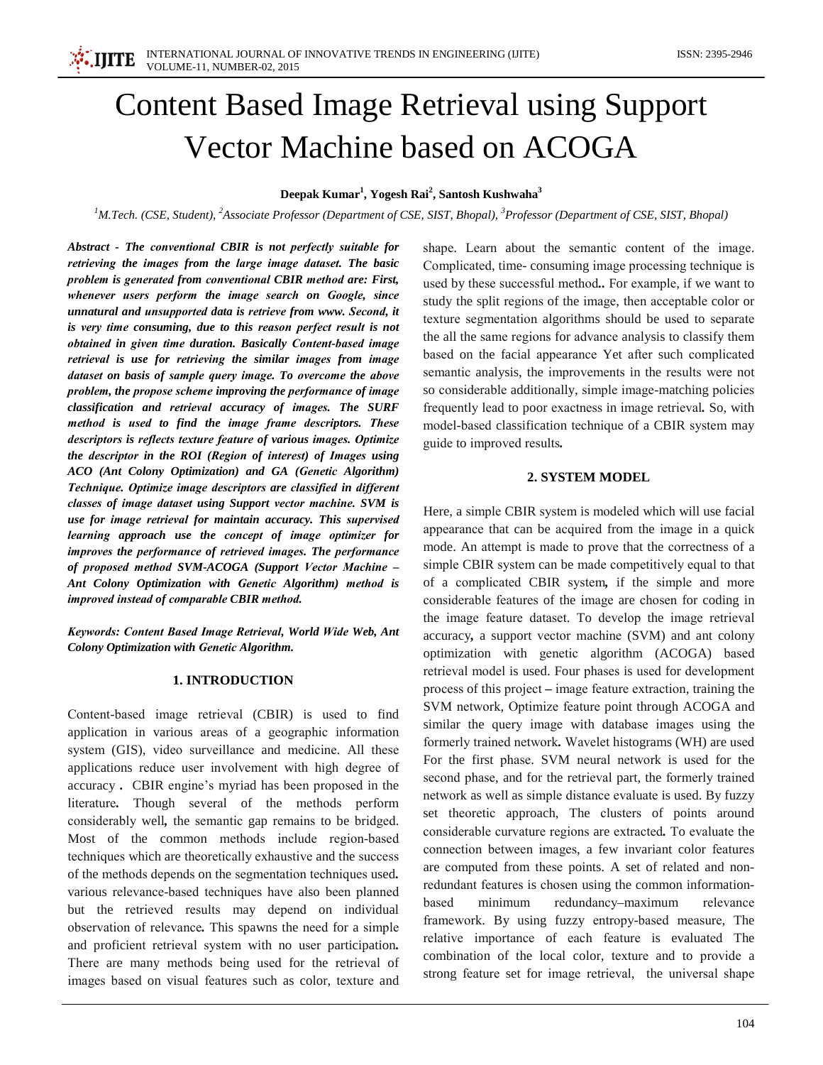# Content Based Image Retrieval using Support Vector Machine based on ACOGA

**Deepak Kumar[1], Yogesh Rai[2], Santosh Kushwaha[3]**

*[1]M.Tech. (CSE, Student), [2]Associate Professor (Department of CSE, SIST, Bhopal), [3]Professor (Department of CSE, SIST, Bhopal)*

***Abstract - The conventional CBIR is not perfectly suitable for retrieving the images from the large image dataset. The basic problem is generated from conventional CBIR method are: First, whenever users perform the image search on Google, since unnatural and unsupported data is retrieve from www. Second, it is very time consuming, due to this reason perfect result is not obtained in given time duration. Basically Content-based image retrieval is use for retrieving the similar images from image dataset on basis of sample query image. To overcome the above problem, the propose scheme improving the performance of image classification and retrieval accuracy of images. The SURF method is used to find the image frame descriptors. These descriptors is reflects texture feature of various images. Optimize the descriptor in the ROI (Region of interest) of Images using ACO (Ant Colony Optimization) and GA (Genetic Algorithm) Technique. Optimize image descriptors are classified in different classes of image dataset using Support vector machine. SVM is use for image retrieval for maintain accuracy. This supervised learning approach use the concept of image optimizer for improves the performance of retrieved images. The performance of proposed method SVM-ACOGA (Support Vector Machine – Ant Colony Optimization with Genetic Algorithm) method is improved instead of comparable CBIR method.***

***Keywords: Content Based Image Retrieval, World Wide Web, Ant Colony Optimization with Genetic Algorithm.***

## 1. INTRODUCTION

Content-based image retrieval (CBIR) is used to find application in various areas of a geographic information system (GIS), video surveillance and medicine. All these applications reduce user involvement with high degree of accuracy . CBIR engine's myriad has been proposed in the literature**.** Though several of the methods perform considerably well**,** the semantic gap remains to be bridged. Most of the common methods include region-based techniques which are theoretically exhaustive and the success of the methods depends on the segmentation techniques used**.** various relevance-based techniques have also been planned but the retrieved results may depend on individual observation of relevance**.** This spawns the need for a simple and proficient retrieval system with no user participation**.** There are many methods being used for the retrieval of images based on visual features such as color, texture and shape. Learn about the semantic content of the image. Complicated, time- consuming image processing technique is used by these successful method**..** For example, if we want to study the split regions of the image, then acceptable color or texture segmentation algorithms should be used to separate the all the same regions for advance analysis to classify them based on the facial appearance Yet after such complicated semantic analysis, the improvements in the results were not so considerable additionally, simple image-matching policies frequently lead to poor exactness in image retrieval**.** So, with model-based classification technique of a CBIR system may guide to improved results**.**

## 2. SYSTEM MODEL

Here, a simple CBIR system is modeled which will use facial appearance that can be acquired from the image in a quick mode. An attempt is made to prove that the correctness of a simple CBIR system can be made competitively equal to that of a complicated CBIR system**,** if the simple and more considerable features of the image are chosen for coding in the image feature dataset. To develop the image retrieval accuracy**,** a support vector machine (SVM) and ant colony optimization with genetic algorithm (ACOGA) based retrieval model is used. Four phases is used for development process of this project **–** image feature extraction, training the SVM network, Optimize feature point through ACOGA and similar the query image with database images using the formerly trained network**.** Wavelet histograms (WH) are used For the first phase. SVM neural network is used for the second phase, and for the retrieval part, the formerly trained network as well as simple distance evaluate is used. By fuzzy set theoretic approach, The clusters of points around considerable curvature regions are extracted**.** To evaluate the connection between images, a few invariant color features are computed from these points. A set of related and non-redundant features is chosen using the common information-based minimum redundancy–maximum relevance framework. By using fuzzy entropy-based measure, The relative importance of each feature is evaluated The combination of the local color, texture and to provide a strong feature set for image retrieval, the universal shape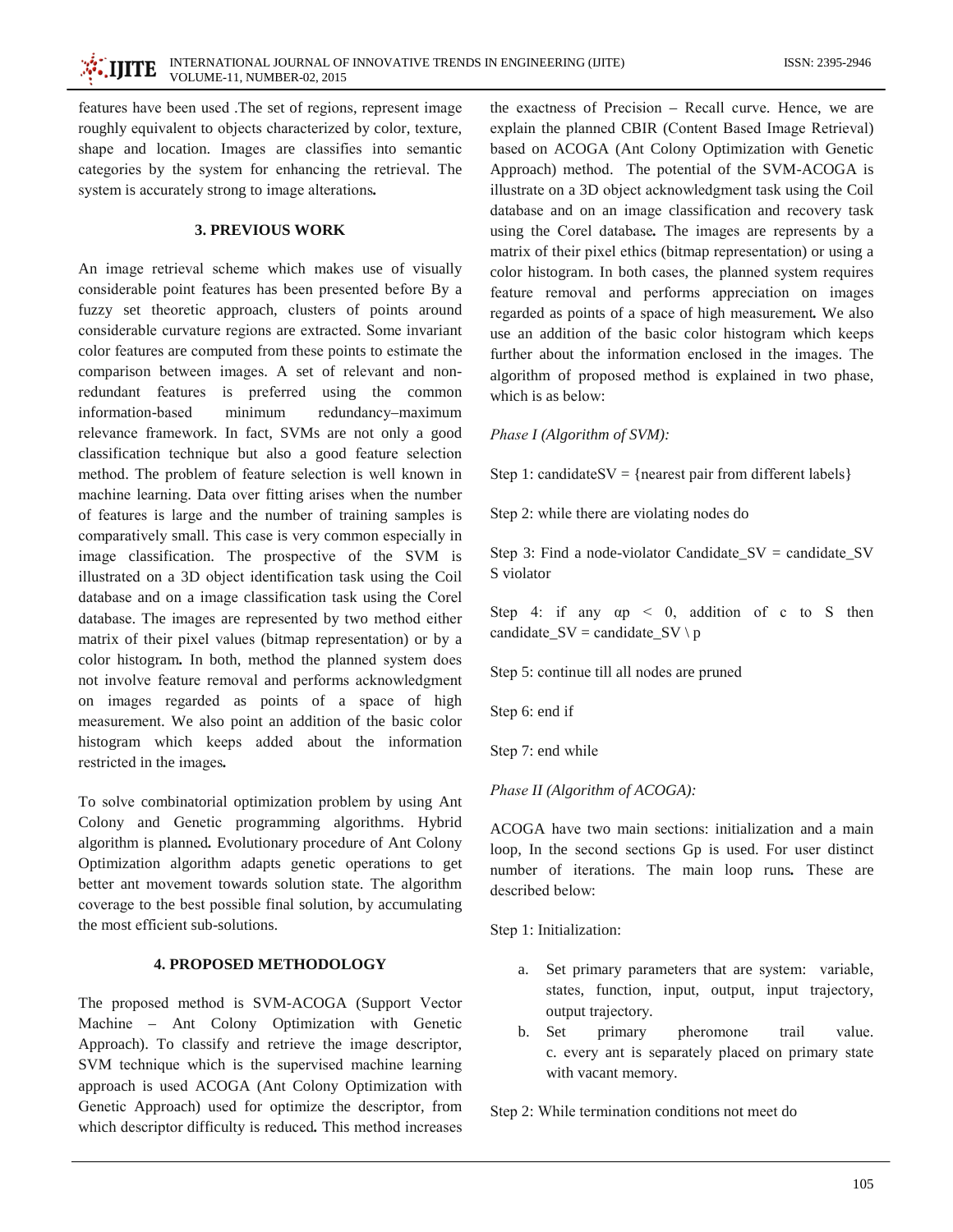features have been used .The set of regions, represent image roughly equivalent to objects characterized by color, texture, shape and location. Images are classifies into semantic categories by the system for enhancing the retrieval. The system is accurately strong to image alterations**.**

## 3. PREVIOUS WORK

An image retrieval scheme which makes use of visually considerable point features has been presented before By a fuzzy set theoretic approach, clusters of points around considerable curvature regions are extracted. Some invariant color features are computed from these points to estimate the comparison between images. A set of relevant and non-redundant features is preferred using the common information-based minimum redundancy–maximum relevance framework. In fact, SVMs are not only a good classification technique but also a good feature selection method. The problem of feature selection is well known in machine learning. Data over fitting arises when the number of features is large and the number of training samples is comparatively small. This case is very common especially in image classification. The prospective of the SVM is illustrated on a 3D object identification task using the Coil database and on a image classification task using the Corel database. The images are represented by two method either matrix of their pixel values (bitmap representation) or by a color histogram**.** In both, method the planned system does not involve feature removal and performs acknowledgment on images regarded as points of a space of high measurement. We also point an addition of the basic color histogram which keeps added about the information restricted in the images**.**

To solve combinatorial optimization problem by using Ant Colony and Genetic programming algorithms. Hybrid algorithm is planned**.** Evolutionary procedure of Ant Colony Optimization algorithm adapts genetic operations to get better ant movement towards solution state. The algorithm coverage to the best possible final solution, by accumulating the most efficient sub-solutions.

## 4. PROPOSED METHODOLOGY

The proposed method is SVM-ACOGA (Support Vector Machine – Ant Colony Optimization with Genetic Approach). To classify and retrieve the image descriptor, SVM technique which is the supervised machine learning approach is used ACOGA (Ant Colony Optimization with Genetic Approach) used for optimize the descriptor, from which descriptor difficulty is reduced**.** This method increases the exactness of Precision – Recall curve. Hence, we are explain the planned CBIR (Content Based Image Retrieval) based on ACOGA (Ant Colony Optimization with Genetic Approach) method. The potential of the SVM-ACOGA is illustrate on a 3D object acknowledgment task using the Coil database and on an image classification and recovery task using the Corel database**.** The images are represents by a matrix of their pixel ethics (bitmap representation) or using a color histogram. In both cases, the planned system requires feature removal and performs appreciation on images regarded as points of a space of high measurement**.** We also use an addition of the basic color histogram which keeps further about the information enclosed in the images. The algorithm of proposed method is explained in two phase, which is as below:

*Phase I (Algorithm of SVM):*

Step 1: candidateSV = {nearest pair from different labels}

Step 2: while there are violating nodes do

Step 3: Find a node-violator Candidate_SV = candidate_SV S violator

Step 4: if any $\alpha p < 0$, addition of c to S then candidate_SV = candidate_SV \ p

Step 5: continue till all nodes are pruned

Step 6: end if

Step 7: end while

*Phase II (Algorithm of ACOGA):*

ACOGA have two main sections: initialization and a main loop, In the second sections Gp is used. For user distinct number of iterations. The main loop runs**.** These are described below:

Step 1: Initialization:

a. Set primary parameters that are system: variable, states, function, input, output, input trajectory, output trajectory.
b. Set primary pheromone trail value.
c. every ant is separately placed on primary state with vacant memory.

Step 2: While termination conditions not meet do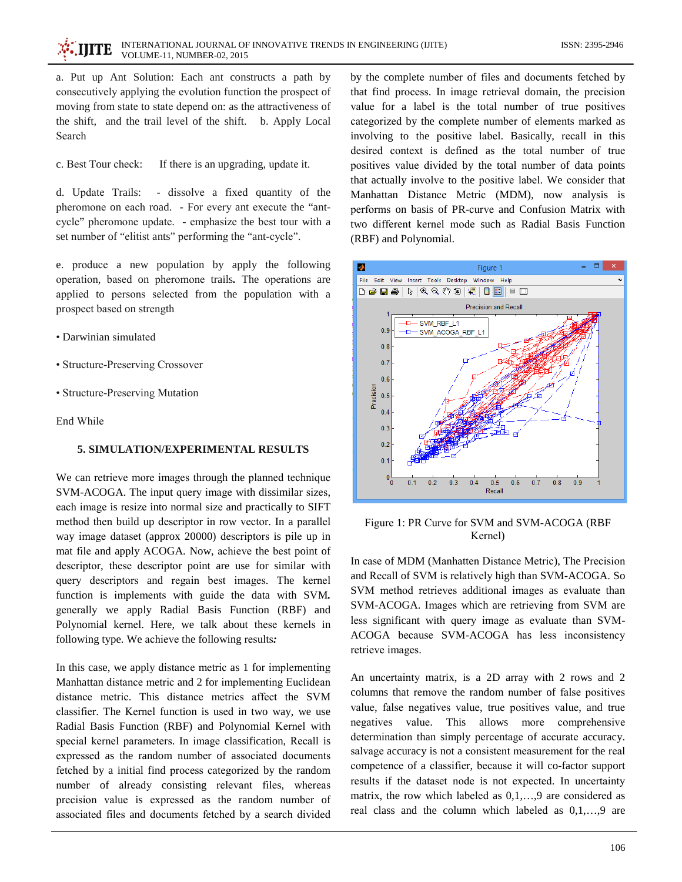a. Put up Ant Solution: Each ant constructs a path by consecutively applying the evolution function the prospect of moving from state to state depend on: as the attractiveness of the shift, and the trail level of the shift. b. Apply Local Search

c. Best Tour check: If there is an upgrading, update it.

d. Update Trails: - dissolve a fixed quantity of the pheromone on each road. - For every ant execute the "ant-cycle" pheromone update. - emphasize the best tour with a set number of "elitist ants" performing the "ant-cycle".

e. produce a new population by apply the following operation, based on pheromone trails**.** The operations are applied to persons selected from the population with a prospect based on strength

- Darwinian simulated
- Structure-Preserving Crossover
- Structure-Preserving Mutation

End While

### 5. SIMULATION/EXPERIMENTAL RESULTS

We can retrieve more images through the planned technique SVM-ACOGA. The input query image with dissimilar sizes, each image is resize into normal size and practically to SIFT method then build up descriptor in row vector. In a parallel way image dataset (approx 20000) descriptors is pile up in mat file and apply ACOGA. Now, achieve the best point of descriptor, these descriptor point are use for similar with query descriptors and regain best images. The kernel function is implements with guide the data with SVM**.** generally we apply Radial Basis Function (RBF) and Polynomial kernel. Here, we talk about these kernels in following type. We achieve the following results*:*

In this case, we apply distance metric as 1 for implementing Manhattan distance metric and 2 for implementing Euclidean distance metric. This distance metrics affect the SVM classifier. The Kernel function is used in two way, we use Radial Basis Function (RBF) and Polynomial Kernel with special kernel parameters. In image classification, Recall is expressed as the random number of associated documents fetched by a initial find process categorized by the random number of already consisting relevant files, whereas precision value is expressed as the random number of associated files and documents fetched by a search divided by the complete number of files and documents fetched by that find process. In image retrieval domain, the precision value for a label is the total number of true positives categorized by the complete number of elements marked as involving to the positive label. Basically, recall in this desired context is defined as the total number of true positives value divided by the total number of data points that actually involve to the positive label. We consider that Manhattan Distance Metric (MDM), now analysis is performs on basis of PR-curve and Confusion Matrix with two different kernel mode such as Radial Basis Function (RBF) and Polynomial.

Figure 1: PR Curve for SVM and SVM-ACOGA (RBF Kernel)

In case of MDM (Manhatten Distance Metric), The Precision and Recall of SVM is relatively high than SVM-ACOGA. So SVM method retrieves additional images as evaluate than SVM-ACOGA. Images which are retrieving from SVM are less significant with query image as evaluate than SVM-ACOGA because SVM-ACOGA has less inconsistency retrieve images.

An uncertainty matrix, is a 2D array with 2 rows and 2 columns that remove the random number of false positives value, false negatives value, true positives value, and true negatives value. This allows more comprehensive determination than simply percentage of accurate accuracy. salvage accuracy is not a consistent measurement for the real competence of a classifier, because it will co-factor support results if the dataset node is not expected. In uncertainty matrix, the row which labeled as 0,1,…,9 are considered as real class and the column which labeled as 0,1,…,9 are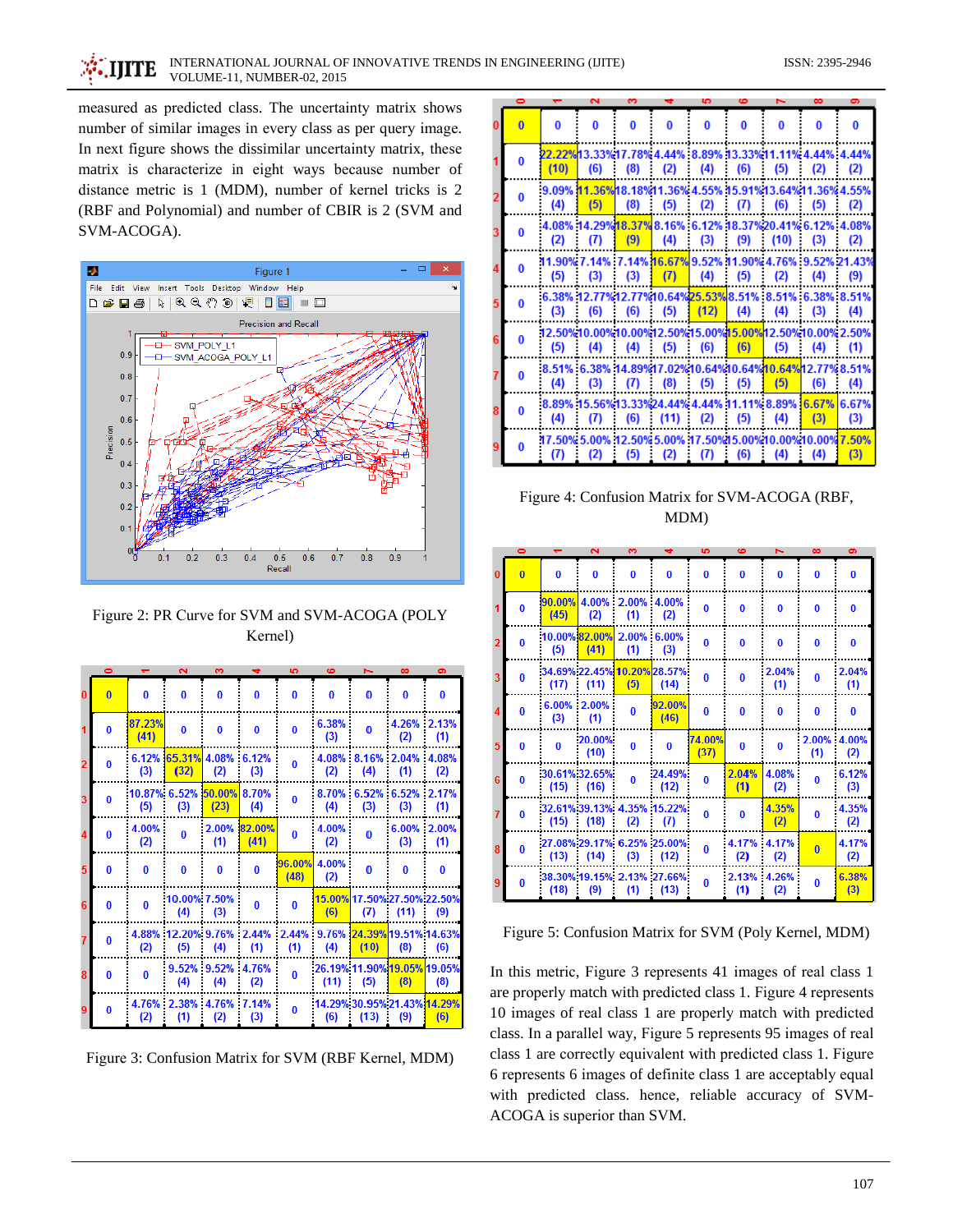measured as predicted class. The uncertainty matrix shows number of similar images in every class as per query image. In next figure shows the dissimilar uncertainty matrix, these matrix is characterize in eight ways because number of distance metric is 1 (MDM), number of kernel tricks is 2 (RBF and Polynomial) and number of CBIR is 2 (SVM and SVM-ACOGA).

Figure 2: PR Curve for SVM and SVM-ACOGA (POLY Kernel)

| | 0 | 1 | 2 | 3 | 4 | 5 | 6 | 7 | 8 | 9 |
|---|---|---|---|---|---|---|---|---|---|---|
| 0 | 0 | 0 | 0 | 0 | 0 | 0 | 0 | 0 | 0 | 0 |
| 1 | 0 | 87.23% (41) | 0 | 0 | 0 | 0 | 6.38% (3) | 0 | 4.26% (2) | 2.13% (1) |
| 2 | 0 | 6.12% (3) | 65.31% (32) | 4.08% (2) | 6.12% (3) | 0 | 4.08% (2) | 8.16% (4) | 2.04% (1) | 4.08% (2) |
| 3 | 0 | 10.87% (5) | 6.52% (3) | 50.00% (23) | 8.70% (4) | 0 | 8.70% (4) | 6.52% (3) | 6.52% (3) | 2.17% (1) |
| 4 | 0 | 4.00% (2) | 0 | 2.00% (1) | 82.00% (41) | 0 | 4.00% (2) | 0 | 6.00% (3) | 2.00% (1) |
| 5 | 0 | 0 | 0 | 0 | 0 | 96.00% (48) | 4.00% (2) | 0 | 0 | 0 |
| 6 | 0 | 0 | 10.00% (4) | 7.50% (3) | 0 | 0 | 15.00% (6) | 17.50% (7) | 27.50% (11) | 22.50% (9) |
| 7 | 0 | 4.88% (2) | 12.20% (5) | 9.76% (4) | 2.44% (1) | 2.44% (1) | 9.76% (4) | 24.39% (10) | 19.51% (8) | 14.63% (6) |
| 8 | 0 | 0 | 9.52% (4) | 9.52% (4) | 4.76% (2) | 0 | 26.19% (11) | 11.90% (5) | 19.05% (8) | 19.05% (8) |
| 9 | 0 | 4.76% (2) | 2.38% (1) | 4.76% (2) | 7.14% (3) | 0 | 14.29% (6) | 30.95% (13) | 21.43% (9) | 14.29% (6) |

Figure 3: Confusion Matrix for SVM (RBF Kernel, MDM)

| | 0 | 1 | 2 | 3 | 4 | 5 | 6 | 7 | 8 | 9 |
|---|---|---|---|---|---|---|---|---|---|---|
| 0 | 0 | 0 | 0 | 0 | 0 | 0 | 0 | 0 | 0 | 0 |
| 1 | 0 | 22.22% (10) | 13.33% (6) | 17.78% (8) | 4.44% (2) | 8.89% (4) | 13.33% (6) | 11.11% (5) | 4.44% (2) | 4.44% (2) |
| 2 | 0 | 9.09% (4) | 11.36% (5) | 18.18% (8) | 11.36% (5) | 4.55% (2) | 15.91% (7) | 13.64% (6) | 11.36% (5) | 4.55% (2) |
| 3 | 0 | 4.08% (2) | 14.29% (7) | 18.37% (9) | 8.16% (4) | 6.12% (3) | 18.37% (9) | 20.41% (10) | 6.12% (3) | 4.08% (2) |
| 4 | 0 | 11.90% (5) | 7.14% (3) | 7.14% (3) | 16.67% (7) | 9.52% (4) | 11.90% (5) | 4.76% (2) | 9.52% (4) | 21.43% (9) |
| 5 | 0 | 6.38% (3) | 12.77% (6) | 12.77% (6) | 10.64% (5) | 25.53% (12) | 8.51% (4) | 8.51% (4) | 6.38% (3) | 8.51% (4) |
| 6 | 0 | 12.50% (5) | 10.00% (4) | 10.00% (4) | 12.50% (5) | 15.00% (6) | 15.00% (6) | 12.50% (5) | 10.00% (4) | 2.50% (1) |
| 7 | 0 | 8.51% (4) | 6.38% (3) | 14.89% (7) | 17.02% (8) | 10.64% (5) | 10.64% (5) | 10.64% (5) | 12.77% (6) | 8.51% (4) |
| 8 | 0 | 8.89% (4) | 15.56% (7) | 13.33% (6) | 24.44% (11) | 4.44% (2) | 11.11% (5) | 8.89% (4) | 6.67% (3) | 6.67% (3) |
| 9 | 0 | 17.50% (7) | 5.00% (2) | 12.50% (5) | 5.00% (2) | 17.50% (7) | 15.00% (6) | 10.00% (4) | 10.00% (4) | 7.50% (3) |

Figure 4: Confusion Matrix for SVM-ACOGA (RBF, MDM)

| | 0 | 1 | 2 | 3 | 4 | 5 | 6 | 7 | 8 | 9 |
|---|---|---|---|---|---|---|---|---|---|---|
| 0 | 0 | 0 | 0 | 0 | 0 | 0 | 0 | 0 | 0 | 0 |
| 1 | 0 | 90.00% (45) | 4.00% (2) | 2.00% (1) | 4.00% (2) | 0 | 0 | 0 | 0 | 0 |
| 2 | 0 | 10.00% (5) | 82.00% (41) | 2.00% (1) | 6.00% (3) | 0 | 0 | 0 | 0 | 0 |
| 3 | 0 | 34.69% (17) | 22.45% (11) | 10.20% (5) | 28.57% (14) | 0 | 0 | 2.04% (1) | 0 | 2.04% (1) |
| 4 | 0 | 6.00% (3) | 2.00% (1) | 0 | 92.00% (46) | 0 | 0 | 0 | 0 | 0 |
| 5 | 0 | 0 | 20.00% (10) | 0 | 0 | 74.00% (37) | 0 | 0 | 2.00% (1) | 4.00% (2) |
| 6 | 0 | 30.61% (15) | 32.65% (16) | 0 | 24.49% (12) | 0 | 2.04% (1) | 4.08% (2) | 0 | 6.12% (3) |
| 7 | 0 | 32.61% (15) | 39.13% (18) | 4.35% (2) | 15.22% (7) | 0 | 0 | 4.35% (2) | 0 | 4.35% (2) |
| 8 | 0 | 27.08% (13) | 29.17% (14) | 6.25% (3) | 25.00% (12) | 0 | 4.17% (2) | 4.17% (2) | 0 | 4.17% (2) |
| 9 | 0 | 38.30% (18) | 19.15% (9) | 2.13% (1) | 27.66% (13) | 0 | 2.13% (1) | 4.26% (2) | 0 | 6.38% (3) |

Figure 5: Confusion Matrix for SVM (Poly Kernel, MDM)

In this metric, Figure 3 represents 41 images of real class 1 are properly match with predicted class 1. Figure 4 represents 10 images of real class 1 are properly match with predicted class. In a parallel way, Figure 5 represents 95 images of real class 1 are correctly equivalent with predicted class 1. Figure 6 represents 6 images of definite class 1 are acceptably equal with predicted class. hence, reliable accuracy of SVM-ACOGA is superior than SVM.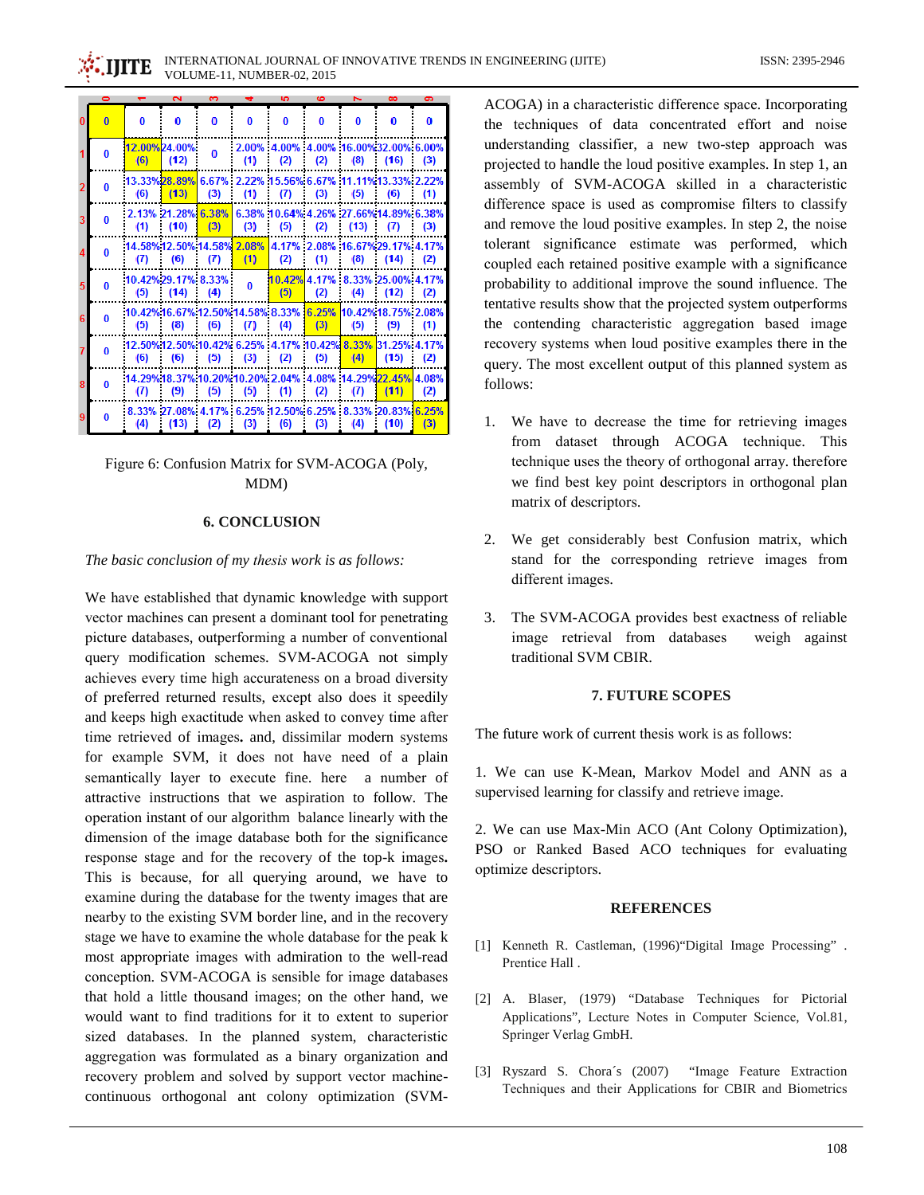|   | 0 | 1 | 2 | 3 | 4 | 5 | 6 | 7 | 8 | 9 |
|---|---|---|---|---|---|---|---|---|---|---|
| 0 | 0 | 0 | 0 | 0 | 0 | 0 | 0 | 0 | 0 | 0 |
| 1 | 0 | 12.00% (6) | 24.00% (12) | 0 | 2.00% (1) | 4.00% (2) | 4.00% (2) | 16.00% (8) | 32.00% (16) | 6.00% (3) |
| 2 | 0 | 13.33% (6) | 28.89% (13) | 6.67% (3) | 2.22% (1) | 15.56% (7) | 6.67% (3) | 11.11% (5) | 13.33% (6) | 2.22% (1) |
| 3 | 0 | 2.13% (1) | 21.28% (10) | 6.38% (3) | 6.38% (3) | 10.64% (5) | 4.26% (2) | 27.66% (13) | 14.89% (7) | 6.38% (3) |
| 4 | 0 | 14.58% (7) | 12.50% (6) | 14.58% (7) | 2.08% (1) | 4.17% (2) | 2.08% (1) | 16.67% (8) | 29.17% (14) | 4.17% (2) |
| 5 | 0 | 10.42% (5) | 29.17% (14) | 8.33% (4) | 0 | 10.42% (5) | 4.17% (2) | 8.33% (4) | 25.00% (12) | 4.17% (2) |
| 6 | 0 | 10.42% (5) | 16.67% (8) | 12.50% (6) | 14.58% (7) | 8.33% (4) | 6.25% (3) | 10.42% (5) | 18.75% (9) | 2.08% (1) |
| 7 | 0 | 12.50% (6) | 12.50% (6) | 10.42% (5) | 6.25% (3) | 4.17% (2) | 10.42% (5) | 8.33% (4) | 31.25% (15) | 4.17% (2) |
| 8 | 0 | 14.29% (7) | 18.37% (9) | 10.20% (5) | 10.20% (5) | 2.04% (1) | 4.08% (2) | 14.29% (7) | 22.45% (11) | 4.08% (2) |
| 9 | 0 | 8.33% (4) | 27.08% (13) | 4.17% (2) | 6.25% (3) | 12.50% (6) | 6.25% (3) | 8.33% (4) | 20.83% (10) | 6.25% (3) |

Figure 6: Confusion Matrix for SVM-ACOGA (Poly, MDM)

## 6. CONCLUSION

*The basic conclusion of my thesis work is as follows:*

We have established that dynamic knowledge with support vector machines can present a dominant tool for penetrating picture databases, outperforming a number of conventional query modification schemes. SVM-ACOGA not simply achieves every time high accurateness on a broad diversity of preferred returned results, except also does it speedily and keeps high exactitude when asked to convey time after time retrieved of images**.** and, dissimilar modern systems for example SVM, it does not have need of a plain semantically layer to execute fine. here a number of attractive instructions that we aspiration to follow. The operation instant of our algorithm balance linearly with the dimension of the image database both for the significance response stage and for the recovery of the top-k images**.** This is because, for all querying around, we have to examine during the database for the twenty images that are nearby to the existing SVM border line, and in the recovery stage we have to examine the whole database for the peak k most appropriate images with admiration to the well-read conception. SVM-ACOGA is sensible for image databases that hold a little thousand images; on the other hand, we would want to find traditions for it to extent to superior sized databases. In the planned system, characteristic aggregation was formulated as a binary organization and recovery problem and solved by support vector machine-continuous orthogonal ant colony optimization (SVM-ACOGA) in a characteristic difference space. Incorporating the techniques of data concentrated effort and noise understanding classifier, a new two-step approach was projected to handle the loud positive examples. In step 1, an assembly of SVM-ACOGA skilled in a characteristic difference space is used as compromise filters to classify and remove the loud positive examples. In step 2, the noise tolerant significance estimate was performed, which coupled each retained positive example with a significance probability to additional improve the sound influence. The tentative results show that the projected system outperforms the contending characteristic aggregation based image recovery systems when loud positive examples there in the query. The most excellent output of this planned system as follows:

1. We have to decrease the time for retrieving images from dataset through ACOGA technique. This technique uses the theory of orthogonal array. therefore we find best key point descriptors in orthogonal plan matrix of descriptors.

2. We get considerably best Confusion matrix, which stand for the corresponding retrieve images from different images.

3. The SVM-ACOGA provides best exactness of reliable image retrieval from databases weigh against traditional SVM CBIR.

## 7. FUTURE SCOPES

The future work of current thesis work is as follows:

1. We can use K-Mean, Markov Model and ANN as a supervised learning for classify and retrieve image.

2. We can use Max-Min ACO (Ant Colony Optimization), PSO or Ranked Based ACO techniques for evaluating optimize descriptors.

## REFERENCES

[1] Kenneth R. Castleman, (1996)"Digital Image Processing" . Prentice Hall .

[2] A. Blaser, (1979) "Database Techniques for Pictorial Applications", Lecture Notes in Computer Science, Vol.81, Springer Verlag GmbH.

[3] Ryszard S. Chora´s (2007) "Image Feature Extraction Techniques and their Applications for CBIR and Biometrics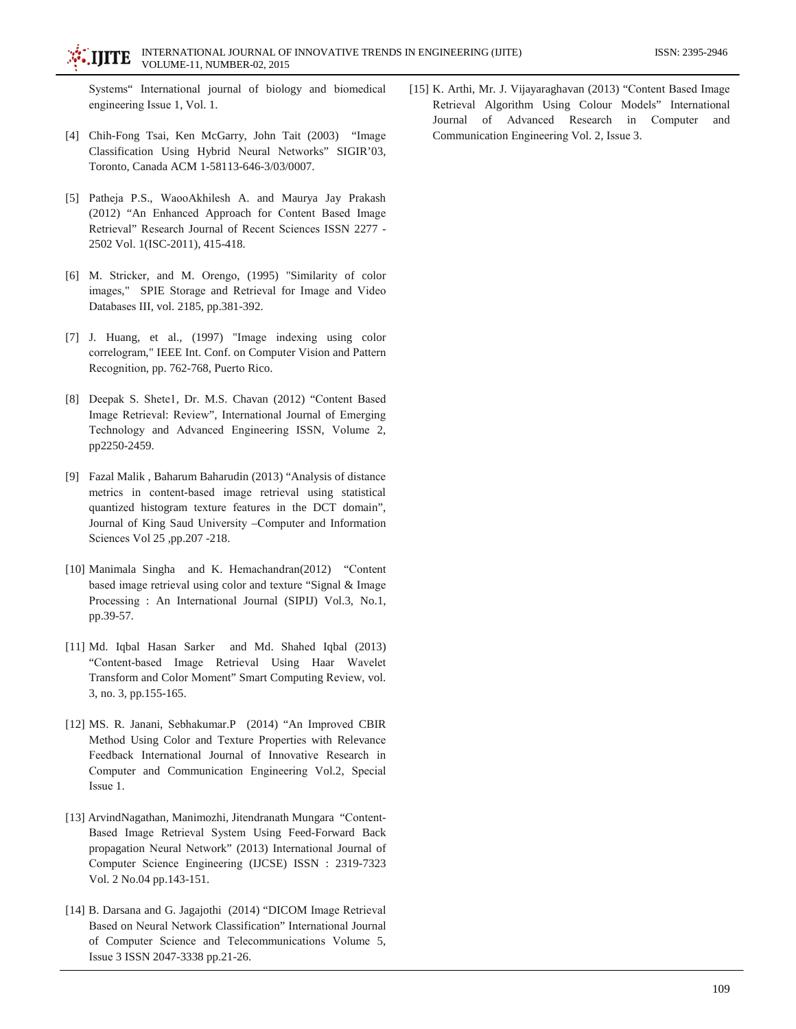Systems" International journal of biology and biomedical engineering Issue 1, Vol. 1.

[4] Chih-Fong Tsai, Ken McGarry, John Tait (2003) "Image Classification Using Hybrid Neural Networks" SIGIR'03, Toronto, Canada ACM 1-58113-646-3/03/0007.

[5] Patheja P.S., WaooAkhilesh A. and Maurya Jay Prakash (2012) "An Enhanced Approach for Content Based Image Retrieval" Research Journal of Recent Sciences ISSN 2277 - 2502 Vol. 1(ISC-2011), 415-418.

[6] M. Stricker, and M. Orengo, (1995) "Similarity of color images," SPIE Storage and Retrieval for Image and Video Databases III, vol. 2185, pp.381-392.

[7] J. Huang, et al., (1997) "Image indexing using color correlogram," IEEE Int. Conf. on Computer Vision and Pattern Recognition, pp. 762-768, Puerto Rico.

[8] Deepak S. Shete1, Dr. M.S. Chavan (2012) "Content Based Image Retrieval: Review", International Journal of Emerging Technology and Advanced Engineering ISSN, Volume 2, pp2250-2459.

[9] Fazal Malik , Baharum Baharudin (2013) "Analysis of distance metrics in content-based image retrieval using statistical quantized histogram texture features in the DCT domain", Journal of King Saud University –Computer and Information Sciences Vol 25 ,pp.207 -218.

[10] Manimala Singha and K. Hemachandran(2012) "Content based image retrieval using color and texture "Signal & Image Processing : An International Journal (SIPIJ) Vol.3, No.1, pp.39-57.

[11] Md. Iqbal Hasan Sarker and Md. Shahed Iqbal (2013) "Content-based Image Retrieval Using Haar Wavelet Transform and Color Moment" Smart Computing Review, vol. 3, no. 3, pp.155-165.

[12] MS. R. Janani, Sebhakumar.P (2014) "An Improved CBIR Method Using Color and Texture Properties with Relevance Feedback International Journal of Innovative Research in Computer and Communication Engineering Vol.2, Special Issue 1.

[13] ArvindNagathan, Manimozhi, Jitendranath Mungara "Content-Based Image Retrieval System Using Feed-Forward Back propagation Neural Network" (2013) International Journal of Computer Science Engineering (IJCSE) ISSN : 2319-7323 Vol. 2 No.04 pp.143-151.

[14] B. Darsana and G. Jagajothi (2014) "DICOM Image Retrieval Based on Neural Network Classification" International Journal of Computer Science and Telecommunications Volume 5, Issue 3 ISSN 2047-3338 pp.21-26.

[15] K. Arthi, Mr. J. Vijayaraghavan (2013) "Content Based Image Retrieval Algorithm Using Colour Models" International Journal of Advanced Research in Computer and Communication Engineering Vol. 2, Issue 3.